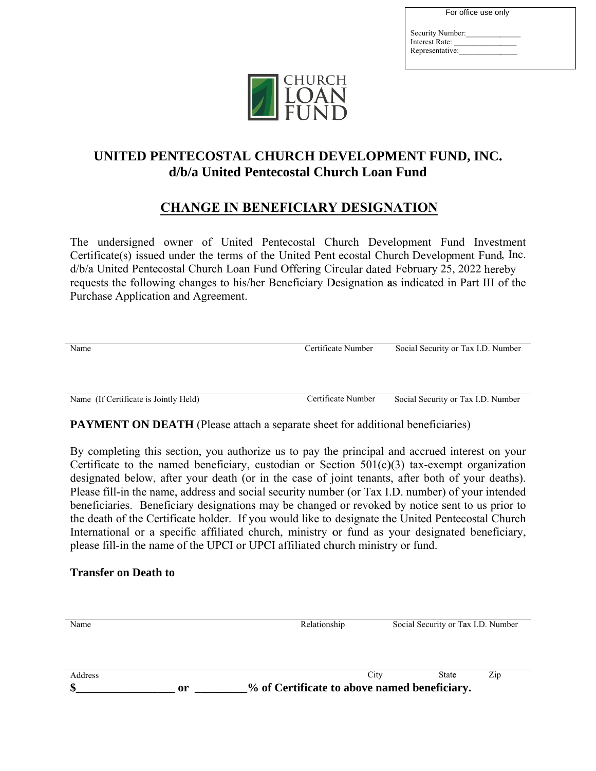For office use only

Security Number:______________
Interest Rate: ________________
Representative:_______________

CHURCH LOAN FUND

# UNITED PENTECOSTAL CHURCH DEVELOPMENT FUND, INC.
## d/b/a United Pentecostal Church Loan Fund

## CHANGE IN BENEFICIARY DESIGNATION

The undersigned owner of United Pentecostal Church Development Fund Investment Certificate(s) issued under the terms of the United Pentecostal Church Development Fund, Inc. d/b/a United Pentecostal Church Loan Fund Offering Circular dated February 25, 2022 hereby requests the following changes to his/her Beneficiary Designation as indicated in Part III of the Purchase Application and Agreement.

Name | Certificate Number | Social Security or Tax I.D. Number

Name (If Certificate is Jointly Held) | Certificate Number | Social Security or Tax I.D. Number

**PAYMENT ON DEATH** (Please attach a separate sheet for additional beneficiaries)

By completing this section, you authorize us to pay the principal and accrued interest on your Certificate to the named beneficiary, custodian or Section 501(c)(3) tax-exempt organization designated below, after your death (or in the case of joint tenants, after both of your deaths). Please fill-in the name, address and social security number (or Tax I.D. number) of your intended beneficiaries. Beneficiary designations may be changed or revoked by notice sent to us prior to the death of the Certificate holder. If you would like to designate the United Pentecostal Church International or a specific affiliated church, ministry or fund as your designated beneficiary, please fill-in the name of the UPCI or UPCI affiliated church ministry or fund.

**Transfer on Death to**

Name | Relationship | Social Security or Tax I.D. Number

Address | City | State | Zip

**$_________________ or _________% of Certificate to above named beneficiary.**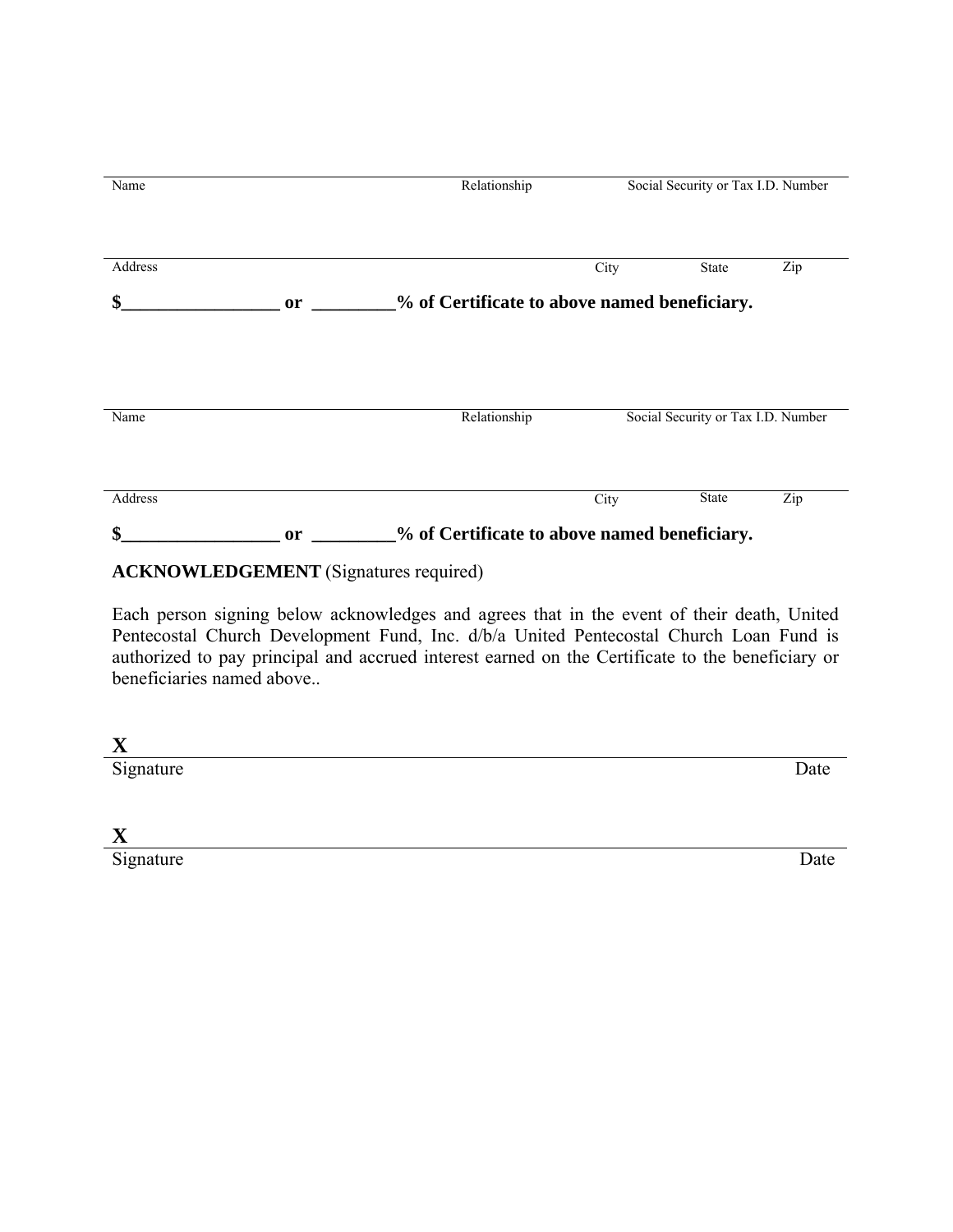Name Relationship Social Security or Tax I.D. Number

Address City State Zip

**$_________________ or _________% of Certificate to above named beneficiary.**

Name Relationship Social Security or Tax I.D. Number

Address City State Zip

**$_________________ or _________% of Certificate to above named beneficiary.**

**ACKNOWLEDGEMENT** (Signatures required)

Each person signing below acknowledges and agrees that in the event of their death, United Pentecostal Church Development Fund, Inc. d/b/a United Pentecostal Church Loan Fund is authorized to pay principal and accrued interest earned on the Certificate to the beneficiary or beneficiaries named above..

**X**

Signature Date

**X**

Signature Date